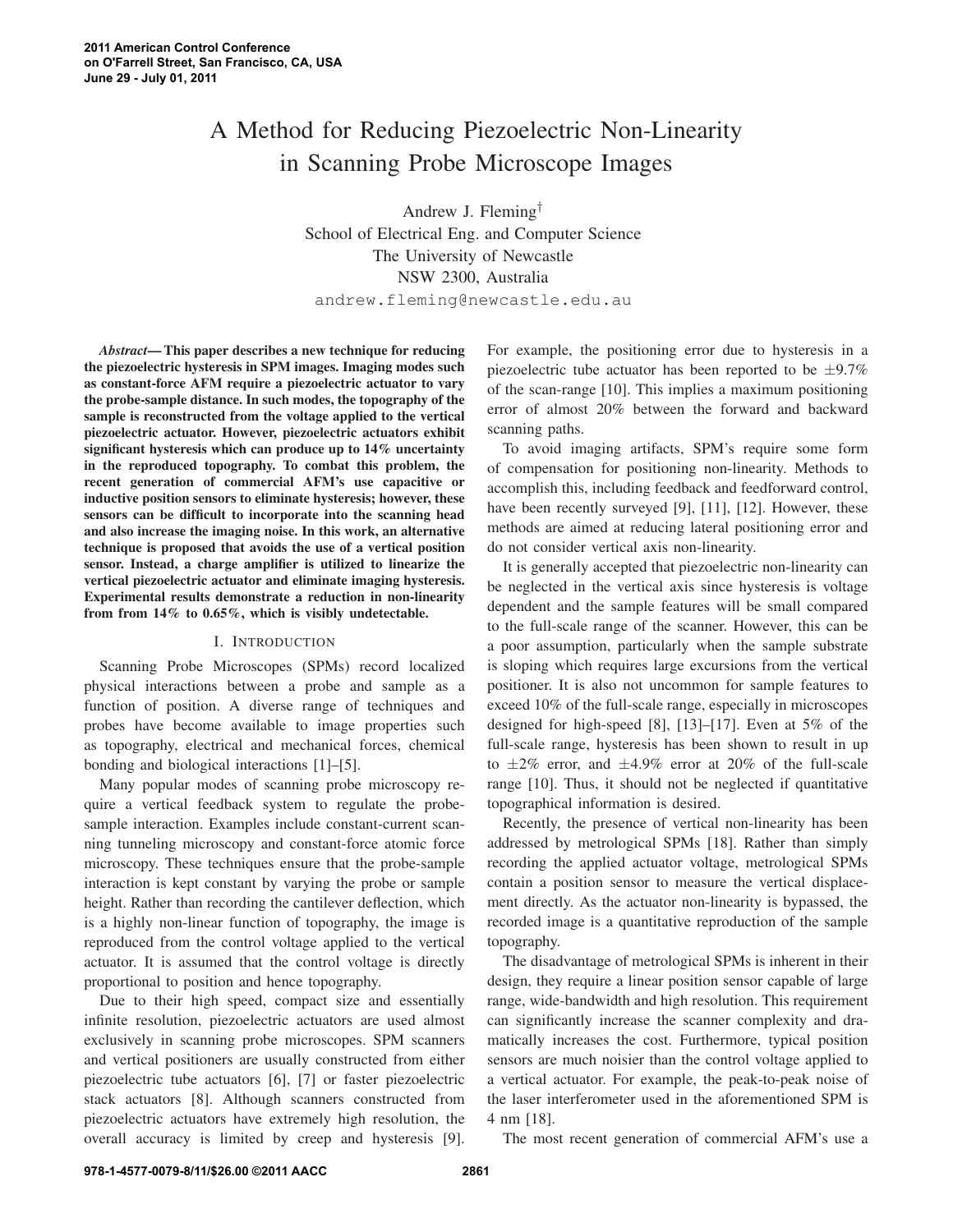# A Method for Reducing Piezoelectric Non-Linearity in Scanning Probe Microscope Images

Andrew J. Fleming[†]
School of Electrical Eng. and Computer Science
The University of Newcastle
NSW 2300, Australia
andrew.fleming@newcastle.edu.au

***Abstract*— This paper describes a new technique for reducing the piezoelectric hysteresis in SPM images. Imaging modes such as constant-force AFM require a piezoelectric actuator to vary the probe-sample distance. In such modes, the topography of the sample is reconstructed from the voltage applied to the vertical piezoelectric actuator. However, piezoelectric actuators exhibit significant hysteresis which can produce up to 14% uncertainty in the reproduced topography. To combat this problem, the recent generation of commercial AFM's use capacitive or inductive position sensors to eliminate hysteresis; however, these sensors can be difficult to incorporate into the scanning head and also increase the imaging noise. In this work, an alternative technique is proposed that avoids the use of a vertical position sensor. Instead, a charge amplifier is utilized to linearize the vertical piezoelectric actuator and eliminate imaging hysteresis. Experimental results demonstrate a reduction in non-linearity from from 14% to 0.65%, which is visibly undetectable.**

## I. Introduction

Scanning Probe Microscopes (SPMs) record localized physical interactions between a probe and sample as a function of position. A diverse range of techniques and probes have become available to image properties such as topography, electrical and mechanical forces, chemical bonding and biological interactions [1]–[5].

Many popular modes of scanning probe microscopy require a vertical feedback system to regulate the probe-sample interaction. Examples include constant-current scanning tunneling microscopy and constant-force atomic force microscopy. These techniques ensure that the probe-sample interaction is kept constant by varying the probe or sample height. Rather than recording the cantilever deflection, which is a highly non-linear function of topography, the image is reproduced from the control voltage applied to the vertical actuator. It is assumed that the control voltage is directly proportional to position and hence topography.

Due to their high speed, compact size and essentially infinite resolution, piezoelectric actuators are used almost exclusively in scanning probe microscopes. SPM scanners and vertical positioners are usually constructed from either piezoelectric tube actuators [6], [7] or faster piezoelectric stack actuators [8]. Although scanners constructed from piezoelectric actuators have extremely high resolution, the overall accuracy is limited by creep and hysteresis [9]. For example, the positioning error due to hysteresis in a piezoelectric tube actuator has been reported to be $\pm 9.7\%$ of the scan-range [10]. This implies a maximum positioning error of almost 20% between the forward and backward scanning paths.

To avoid imaging artifacts, SPM's require some form of compensation for positioning non-linearity. Methods to accomplish this, including feedback and feedforward control, have been recently surveyed [9], [11], [12]. However, these methods are aimed at reducing lateral positioning error and do not consider vertical axis non-linearity.

It is generally accepted that piezoelectric non-linearity can be neglected in the vertical axis since hysteresis is voltage dependent and the sample features will be small compared to the full-scale range of the scanner. However, this can be a poor assumption, particularly when the sample substrate is sloping which requires large excursions from the vertical positioner. It is also not uncommon for sample features to exceed 10% of the full-scale range, especially in microscopes designed for high-speed [8], [13]–[17]. Even at 5% of the full-scale range, hysteresis has been shown to result in up to $\pm 2\%$ error, and $\pm 4.9\%$ error at 20% of the full-scale range [10]. Thus, it should not be neglected if quantitative topographical information is desired.

Recently, the presence of vertical non-linearity has been addressed by metrological SPMs [18]. Rather than simply recording the applied actuator voltage, metrological SPMs contain a position sensor to measure the vertical displacement directly. As the actuator non-linearity is bypassed, the recorded image is a quantitative reproduction of the sample topography.

The disadvantage of metrological SPMs is inherent in their design, they require a linear position sensor capable of large range, wide-bandwidth and high resolution. This requirement can significantly increase the scanner complexity and dramatically increases the cost. Furthermore, typical position sensors are much noisier than the control voltage applied to a vertical actuator. For example, the peak-to-peak noise of the laser interferometer used in the aforementioned SPM is 4 nm [18].

The most recent generation of commercial AFM's use a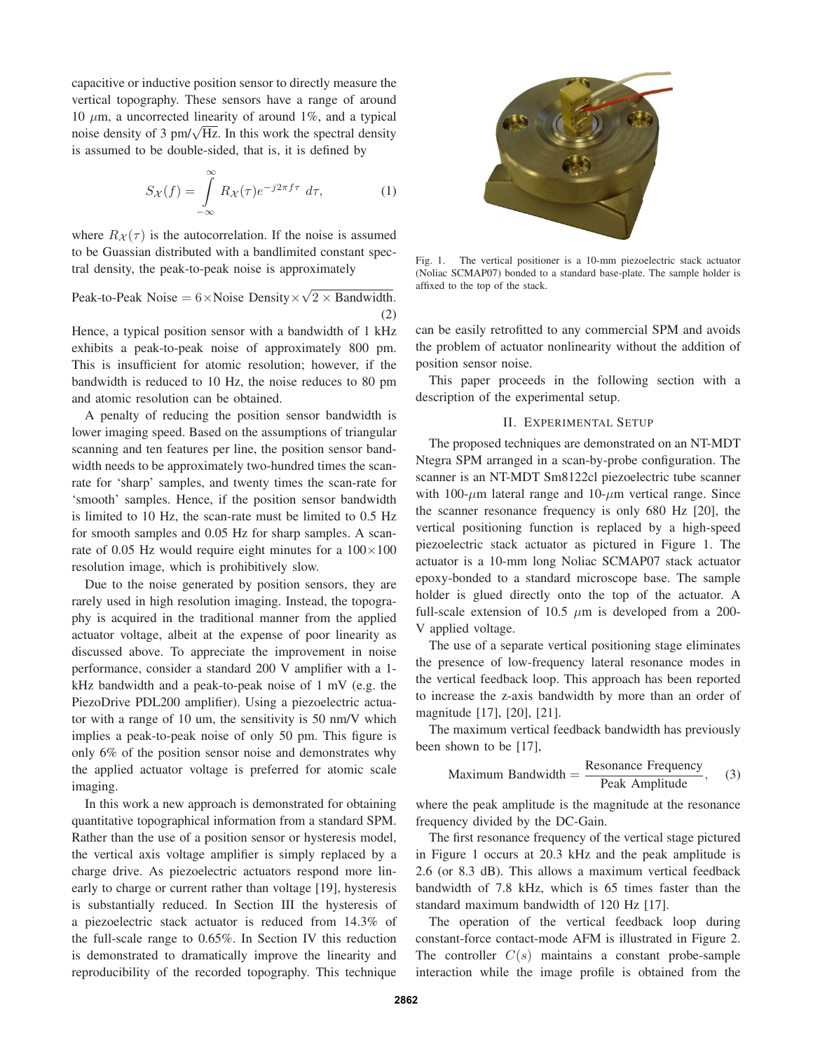capacitive or inductive position sensor to directly measure the vertical topography. These sensors have a range of around 10 $\mu$m, a uncorrected linearity of around 1%, and a typical noise density of 3 pm/$\sqrt{\text{Hz}}$. In this work the spectral density is assumed to be double-sided, that is, it is defined by

$$S_{\mathcal{X}}(f) = \int_{-\infty}^{\infty} R_{\mathcal{X}}(\tau) e^{-j2\pi f \tau} \, d\tau, \tag{1}$$

where $R_{\mathcal{X}}(\tau)$ is the autocorrelation. If the noise is assumed to be Guassian distributed with a bandlimited constant spectral density, the peak-to-peak noise is approximately

$$\text{Peak-to-Peak Noise} = 6 \times \text{Noise Density} \times \sqrt{2 \times \text{Bandwidth}}. \tag{2}$$

Hence, a typical position sensor with a bandwidth of 1 kHz exhibits a peak-to-peak noise of approximately 800 pm. This is insufficient for atomic resolution; however, if the bandwidth is reduced to 10 Hz, the noise reduces to 80 pm and atomic resolution can be obtained.

A penalty of reducing the position sensor bandwidth is lower imaging speed. Based on the assumptions of triangular scanning and ten features per line, the position sensor bandwidth needs to be approximately two-hundred times the scan-rate for 'sharp' samples, and twenty times the scan-rate for 'smooth' samples. Hence, if the position sensor bandwidth is limited to 10 Hz, the scan-rate must be limited to 0.5 Hz for smooth samples and 0.05 Hz for sharp samples. A scan-rate of 0.05 Hz would require eight minutes for a 100×100 resolution image, which is prohibitively slow.

Due to the noise generated by position sensors, they are rarely used in high resolution imaging. Instead, the topography is acquired in the traditional manner from the applied actuator voltage, albeit at the expense of poor linearity as discussed above. To appreciate the improvement in noise performance, consider a standard 200 V amplifier with a 1-kHz bandwidth and a peak-to-peak noise of 1 mV (e.g. the PiezoDrive PDL200 amplifier). Using a piezoelectric actuator with a range of 10 um, the sensitivity is 50 nm/V which implies a peak-to-peak noise of only 50 pm. This figure is only 6% of the position sensor noise and demonstrates why the applied actuator voltage is preferred for atomic scale imaging.

In this work a new approach is demonstrated for obtaining quantitative topographical information from a standard SPM. Rather than the use of a position sensor or hysteresis model, the vertical axis voltage amplifier is simply replaced by a charge drive. As piezoelectric actuators respond more linearly to charge or current rather than voltage [19], hysteresis is substantially reduced. In Section III the hysteresis of a piezoelectric stack actuator is reduced from 14.3% of the full-scale range to 0.65%. In Section IV this reduction is demonstrated to dramatically improve the linearity and reproducibility of the recorded topography. This technique can be easily retrofitted to any commercial SPM and avoids the problem of actuator nonlinearity without the addition of position sensor noise.

This paper proceeds in the following section with a description of the experimental setup.

Fig. 1. The vertical positioner is a 10-mm piezoelectric stack actuator (Noliac SCMAP07) bonded to a standard base-plate. The sample holder is affixed to the top of the stack.

## II. Experimental Setup

The proposed techniques are demonstrated on an NT-MDT Ntegra SPM arranged in a scan-by-probe configuration. The scanner is an NT-MDT Sm8122cl piezoelectric tube scanner with 100-$\mu$m lateral range and 10-$\mu$m vertical range. Since the scanner resonance frequency is only 680 Hz [20], the vertical positioning function is replaced by a high-speed piezoelectric stack actuator as pictured in Figure 1. The actuator is a 10-mm long Noliac SCMAP07 stack actuator epoxy-bonded to a standard microscope base. The sample holder is glued directly onto the top of the actuator. A full-scale extension of 10.5 $\mu$m is developed from a 200-V applied voltage.

The use of a separate vertical positioning stage eliminates the presence of low-frequency lateral resonance modes in the vertical feedback loop. This approach has been reported to increase the z-axis bandwidth by more than an order of magnitude [17], [20], [21].

The maximum vertical feedback bandwidth has previously been shown to be [17],

$$\text{Maximum Bandwidth} = \frac{\text{Resonance Frequency}}{\text{Peak Amplitude}}, \tag{3}$$

where the peak amplitude is the magnitude at the resonance frequency divided by the DC-Gain.

The first resonance frequency of the vertical stage pictured in Figure 1 occurs at 20.3 kHz and the peak amplitude is 2.6 (or 8.3 dB). This allows a maximum vertical feedback bandwidth of 7.8 kHz, which is 65 times faster than the standard maximum bandwidth of 120 Hz [17].

The operation of the vertical feedback loop during constant-force contact-mode AFM is illustrated in Figure 2. The controller $C(s)$ maintains a constant probe-sample interaction while the image profile is obtained from the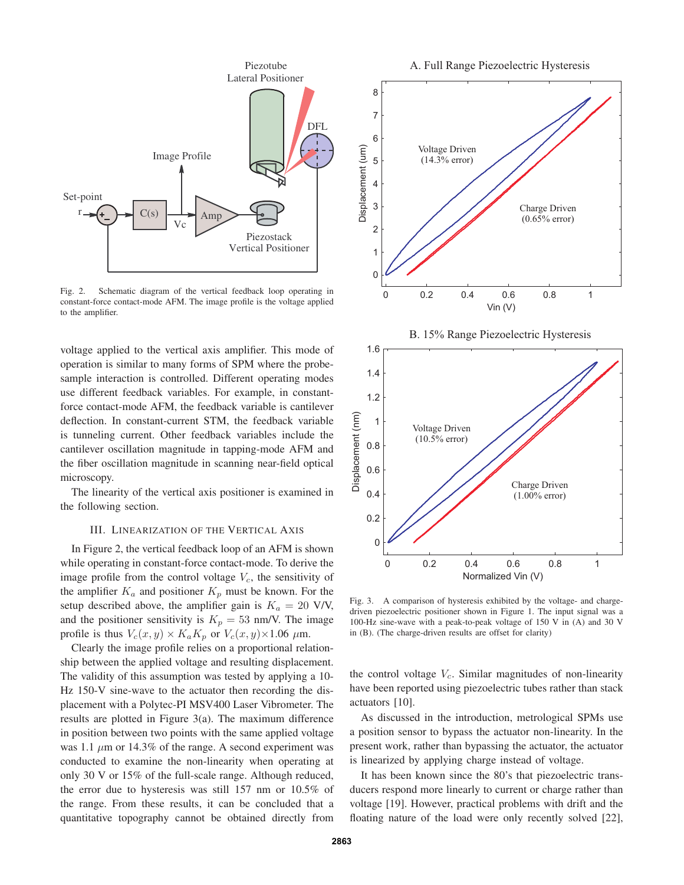Fig. 2. Schematic diagram of the vertical feedback loop operating in constant-force contact-mode AFM. The image profile is the voltage applied to the amplifier.

voltage applied to the vertical axis amplifier. This mode of operation is similar to many forms of SPM where the probe-sample interaction is controlled. Different operating modes use different feedback variables. For example, in constant-force contact-mode AFM, the feedback variable is cantilever deflection. In constant-current STM, the feedback variable is tunneling current. Other feedback variables include the cantilever oscillation magnitude in tapping-mode AFM and the fiber oscillation magnitude in scanning near-field optical microscopy.

The linearity of the vertical axis positioner is examined in the following section.

## III. Linearization of the Vertical Axis

In Figure 2, the vertical feedback loop of an AFM is shown while operating in constant-force contact-mode. To derive the image profile from the control voltage $V_c$, the sensitivity of the amplifier $K_a$ and positioner $K_p$ must be known. For the setup described above, the amplifier gain is $K_a = 20$ V/V, and the positioner sensitivity is $K_p = 53$ nm/V. The image profile is thus $V_c(x, y) \times K_a K_p$ or $V_c(x, y) \times 1.06$ $\mu$m.

Clearly the image profile relies on a proportional relationship between the applied voltage and resulting displacement. The validity of this assumption was tested by applying a 10-Hz 150-V sine-wave to the actuator then recording the displacement with a Polytec-PI MSV400 Laser Vibrometer. The results are plotted in Figure 3(a). The maximum difference in position between two points with the same applied voltage was 1.1 $\mu$m or 14.3% of the range. A second experiment was conducted to examine the non-linearity when operating at only 30 V or 15% of the full-scale range. Although reduced, the error due to hysteresis was still 157 nm or 10.5% of the range. From these results, it can be concluded that a quantitative topography cannot be obtained directly from the control voltage $V_c$. Similar magnitudes of non-linearity have been reported using piezoelectric tubes rather than stack actuators [10].

Fig. 3. A comparison of hysteresis exhibited by the voltage- and charge-driven piezoelectric positioner shown in Figure 1. The input signal was a 100-Hz sine-wave with a peak-to-peak voltage of 150 V in (A) and 30 V in (B). (The charge-driven results are offset for clarity)

As discussed in the introduction, metrological SPMs use a position sensor to bypass the actuator non-linearity. In the present work, rather than bypassing the actuator, the actuator is linearized by applying charge instead of voltage.

It has been known since the 80's that piezoelectric transducers respond more linearly to current or charge rather than voltage [19]. However, practical problems with drift and the floating nature of the load were only recently solved [22],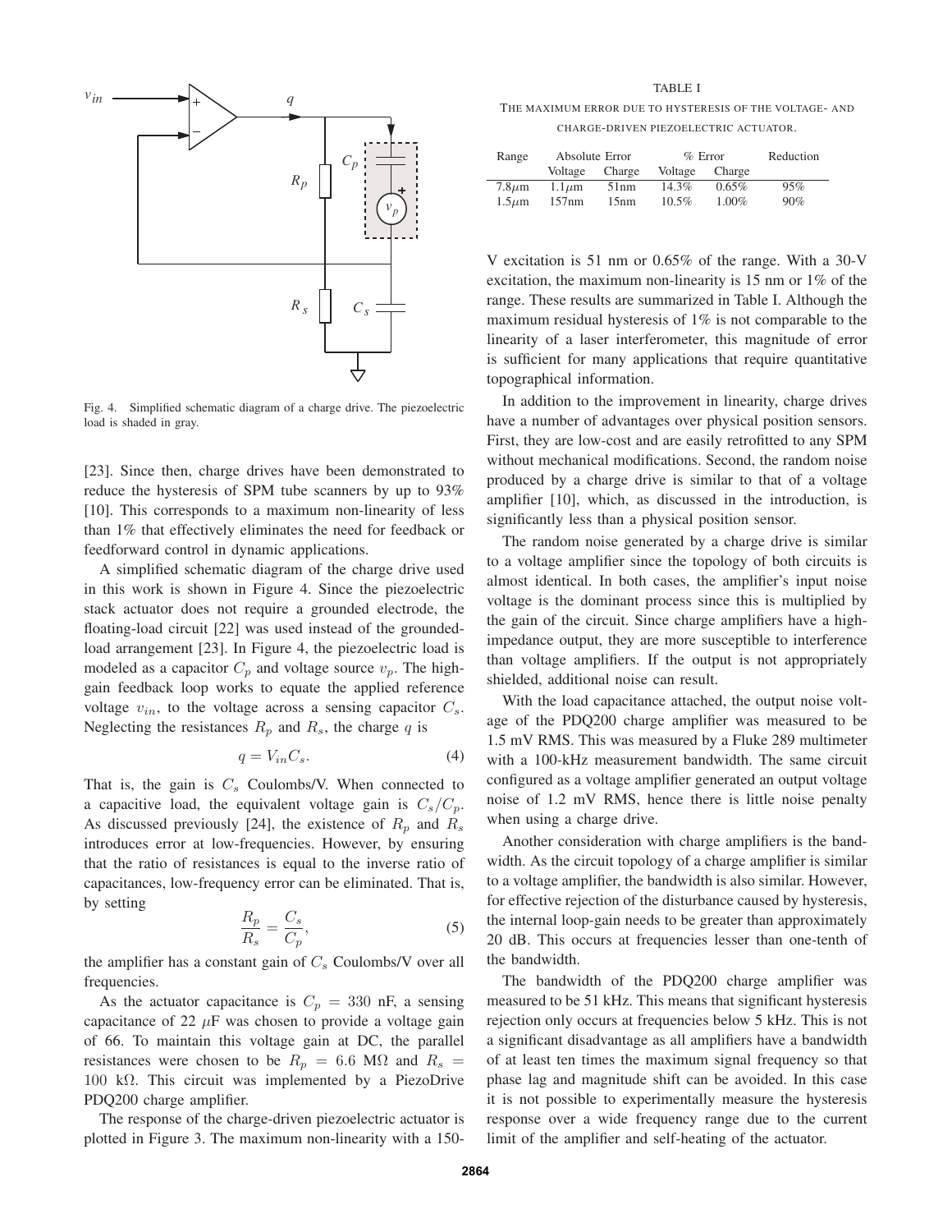Fig. 4. Simplified schematic diagram of a charge drive. The piezoelectric load is shaded in gray.

[23]. Since then, charge drives have been demonstrated to reduce the hysteresis of SPM tube scanners by up to 93% [10]. This corresponds to a maximum non-linearity of less than 1% that effectively eliminates the need for feedback or feedforward control in dynamic applications.

A simplified schematic diagram of the charge drive used in this work is shown in Figure 4. Since the piezoelectric stack actuator does not require a grounded electrode, the floating-load circuit [22] was used instead of the grounded-load arrangement [23]. In Figure 4, the piezoelectric load is modeled as a capacitor $C_p$ and voltage source $v_p$. The high-gain feedback loop works to equate the applied reference voltage $v_{in}$, to the voltage across a sensing capacitor $C_s$. Neglecting the resistances $R_p$ and $R_s$, the charge $q$ is

$$q = V_{in} C_s. \tag{4}$$

That is, the gain is $C_s$ Coulombs/V. When connected to a capacitive load, the equivalent voltage gain is $C_s/C_p$. As discussed previously [24], the existence of $R_p$ and $R_s$ introduces error at low-frequencies. However, by ensuring that the ratio of resistances is equal to the inverse ratio of capacitances, low-frequency error can be eliminated. That is, by setting

$$\frac{R_p}{R_s} = \frac{C_s}{C_p}, \tag{5}$$

the amplifier has a constant gain of $C_s$ Coulombs/V over all frequencies.

As the actuator capacitance is $C_p = 330$ nF, a sensing capacitance of 22 $\mu$F was chosen to provide a voltage gain of 66. To maintain this voltage gain at DC, the parallel resistances were chosen to be $R_p = 6.6$ M$\Omega$ and $R_s = 100$ k$\Omega$. This circuit was implemented by a PiezoDrive PDQ200 charge amplifier.

The response of the charge-driven piezoelectric actuator is plotted in Figure 3. The maximum non-linearity with a 150-V excitation is 51 nm or 0.65% of the range. With a 30-V excitation, the maximum non-linearity is 15 nm or 1% of the range. These results are summarized in Table I. Although the maximum residual hysteresis of 1% is not comparable to the linearity of a laser interferometer, this magnitude of error is sufficient for many applications that require quantitative topographical information.

TABLE I
THE MAXIMUM ERROR DUE TO HYSTERESIS OF THE VOLTAGE- AND CHARGE-DRIVEN PIEZOELECTRIC ACTUATOR.

| Range | Absolute Error | | % Error | | Reduction |
|---|---|---|---|---|---|
| | Voltage | Charge | Voltage | Charge | |
| 7.8$\mu$m | 1.1$\mu$m | 51nm | 14.3% | 0.65% | 95% |
| 1.5$\mu$m | 157nm | 15nm | 10.5% | 1.00% | 90% |

In addition to the improvement in linearity, charge drives have a number of advantages over physical position sensors. First, they are low-cost and are easily retrofitted to any SPM without mechanical modifications. Second, the random noise produced by a charge drive is similar to that of a voltage amplifier [10], which, as discussed in the introduction, is significantly less than a physical position sensor.

The random noise generated by a charge drive is similar to a voltage amplifier since the topology of both circuits is almost identical. In both cases, the amplifier's input noise voltage is the dominant process since this is multiplied by the gain of the circuit. Since charge amplifiers have a high-impedance output, they are more susceptible to interference than voltage amplifiers. If the output is not appropriately shielded, additional noise can result.

With the load capacitance attached, the output noise voltage of the PDQ200 charge amplifier was measured to be 1.5 mV RMS. This was measured by a Fluke 289 multimeter with a 100-kHz measurement bandwidth. The same circuit configured as a voltage amplifier generated an output voltage noise of 1.2 mV RMS, hence there is little noise penalty when using a charge drive.

Another consideration with charge amplifiers is the bandwidth. As the circuit topology of a charge amplifier is similar to a voltage amplifier, the bandwidth is also similar. However, for effective rejection of the disturbance caused by hysteresis, the internal loop-gain needs to be greater than approximately 20 dB. This occurs at frequencies lesser than one-tenth of the bandwidth.

The bandwidth of the PDQ200 charge amplifier was measured to be 51 kHz. This means that significant hysteresis rejection only occurs at frequencies below 5 kHz. This is not a significant disadvantage as all amplifiers have a bandwidth of at least ten times the maximum signal frequency so that phase lag and magnitude shift can be avoided. In this case it is not possible to experimentally measure the hysteresis response over a wide frequency range due to the current limit of the amplifier and self-heating of the actuator.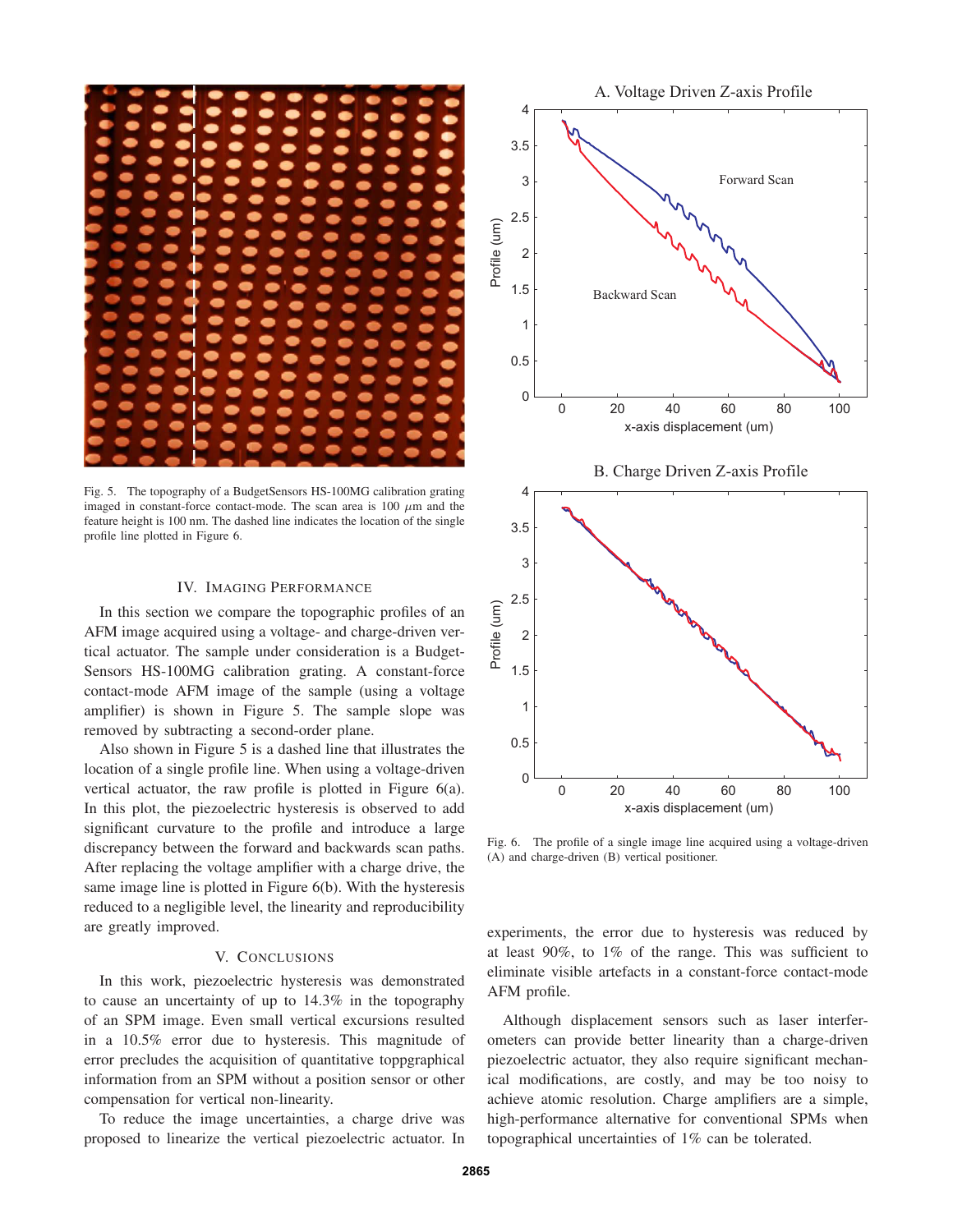Fig. 5. The topography of a BudgetSensors HS-100MG calibration grating imaged in constant-force contact-mode. The scan area is 100 $\mu$m and the feature height is 100 nm. The dashed line indicates the location of the single profile line plotted in Figure 6.

## IV. Imaging Performance

In this section we compare the topographic profiles of an AFM image acquired using a voltage- and charge-driven vertical actuator. The sample under consideration is a BudgetSensors HS-100MG calibration grating. A constant-force contact-mode AFM image of the sample (using a voltage amplifier) is shown in Figure 5. The sample slope was removed by subtracting a second-order plane.

Also shown in Figure 5 is a dashed line that illustrates the location of a single profile line. When using a voltage-driven vertical actuator, the raw profile is plotted in Figure 6(a). In this plot, the piezoelectric hysteresis is observed to add significant curvature to the profile and introduce a large discrepancy between the forward and backwards scan paths. After replacing the voltage amplifier with a charge drive, the same image line is plotted in Figure 6(b). With the hysteresis reduced to a negligible level, the linearity and reproducibility are greatly improved.

## V. Conclusions

In this work, piezoelectric hysteresis was demonstrated to cause an uncertainty of up to 14.3% in the topography of an SPM image. Even small vertical excursions resulted in a 10.5% error due to hysteresis. This magnitude of error precludes the acquisition of quantitative toppgraphical information from an SPM without a position sensor or other compensation for vertical non-linearity.

To reduce the image uncertainties, a charge drive was proposed to linearize the vertical piezoelectric actuator. In experiments, the error due to hysteresis was reduced by at least 90%, to 1% of the range. This was sufficient to eliminate visible artefacts in a constant-force contact-mode AFM profile.

Although displacement sensors such as laser interferometers can provide better linearity than a charge-driven piezoelectric actuator, they also require significant mechanical modifications, are costly, and may be too noisy to achieve atomic resolution. Charge amplifiers are a simple, high-performance alternative for conventional SPMs when topographical uncertainties of 1% can be tolerated.

Fig. 6. The profile of a single image line acquired using a voltage-driven (A) and charge-driven (B) vertical positioner.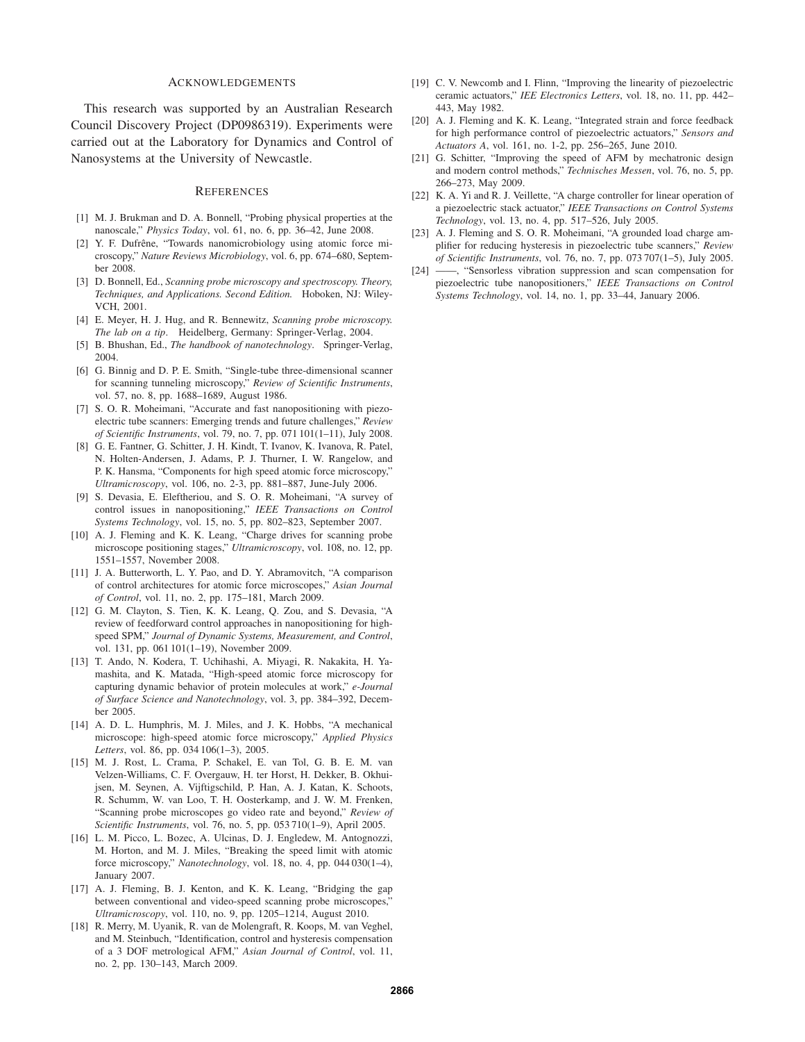## Acknowledgements

This research was supported by an Australian Research Council Discovery Project (DP0986319). Experiments were carried out at the Laboratory for Dynamics and Control of Nanosystems at the University of Newcastle.

## References

[1] M. J. Brukman and D. A. Bonnell, "Probing physical properties at the nanoscale," *Physics Today*, vol. 61, no. 6, pp. 36–42, June 2008.

[2] Y. F. Dufrêne, "Towards nanomicrobiology using atomic force microscopy," *Nature Reviews Microbiology*, vol. 6, pp. 674–680, September 2008.

[3] D. Bonnell, Ed., *Scanning probe microscopy and spectroscopy. Theory, Techniques, and Applications. Second Edition.* Hoboken, NJ: Wiley-VCH, 2001.

[4] E. Meyer, H. J. Hug, and R. Bennewitz, *Scanning probe microscopy. The lab on a tip*. Heidelberg, Germany: Springer-Verlag, 2004.

[5] B. Bhushan, Ed., *The handbook of nanotechnology*. Springer-Verlag, 2004.

[6] G. Binnig and D. P. E. Smith, "Single-tube three-dimensional scanner for scanning tunneling microscopy," *Review of Scientific Instruments*, vol. 57, no. 8, pp. 1688–1689, August 1986.

[7] S. O. R. Moheimani, "Accurate and fast nanopositioning with piezoelectric tube scanners: Emerging trends and future challenges," *Review of Scientific Instruments*, vol. 79, no. 7, pp. 071 101(1–11), July 2008.

[8] G. E. Fantner, G. Schitter, J. H. Kindt, T. Ivanov, K. Ivanova, R. Patel, N. Holten-Andersen, J. Adams, P. J. Thurner, I. W. Rangelow, and P. K. Hansma, "Components for high speed atomic force microscopy," *Ultramicroscopy*, vol. 106, no. 2-3, pp. 881–887, June-July 2006.

[9] S. Devasia, E. Eleftheriou, and S. O. R. Moheimani, "A survey of control issues in nanopositioning," *IEEE Transactions on Control Systems Technology*, vol. 15, no. 5, pp. 802–823, September 2007.

[10] A. J. Fleming and K. K. Leang, "Charge drives for scanning probe microscope positioning stages," *Ultramicroscopy*, vol. 108, no. 12, pp. 1551–1557, November 2008.

[11] J. A. Butterworth, L. Y. Pao, and D. Y. Abramovitch, "A comparison of control architectures for atomic force microscopes," *Asian Journal of Control*, vol. 11, no. 2, pp. 175–181, March 2009.

[12] G. M. Clayton, S. Tien, K. K. Leang, Q. Zou, and S. Devasia, "A review of feedforward control approaches in nanopositioning for high-speed SPM," *Journal of Dynamic Systems, Measurement, and Control*, vol. 131, pp. 061 101(1–19), November 2009.

[13] T. Ando, N. Kodera, T. Uchihashi, A. Miyagi, R. Nakakita, H. Yamashita, and K. Matada, "High-speed atomic force microscopy for capturing dynamic behavior of protein molecules at work," *e-Journal of Surface Science and Nanotechnology*, vol. 3, pp. 384–392, December 2005.

[14] A. D. L. Humphris, M. J. Miles, and J. K. Hobbs, "A mechanical microscope: high-speed atomic force microscopy," *Applied Physics Letters*, vol. 86, pp. 034 106(1–3), 2005.

[15] M. J. Rost, L. Crama, P. Schakel, E. van Tol, G. B. E. M. van Velzen-Williams, C. F. Overgauw, H. ter Horst, H. Dekker, B. Okhuijsen, M. Seynen, A. Vijftigschild, P. Han, A. J. Katan, K. Schoots, R. Schumm, W. van Loo, T. H. Oosterkamp, and J. W. M. Frenken, "Scanning probe microscopes go video rate and beyond," *Review of Scientific Instruments*, vol. 76, no. 5, pp. 053 710(1–9), April 2005.

[16] L. M. Picco, L. Bozec, A. Ulcinas, D. J. Engledew, M. Antognozzi, M. Horton, and M. J. Miles, "Breaking the speed limit with atomic force microscopy," *Nanotechnology*, vol. 18, no. 4, pp. 044 030(1–4), January 2007.

[17] A. J. Fleming, B. J. Kenton, and K. K. Leang, "Bridging the gap between conventional and video-speed scanning probe microscopes," *Ultramicroscopy*, vol. 110, no. 9, pp. 1205–1214, August 2010.

[18] R. Merry, M. Uyanik, R. van de Molengraft, R. Koops, M. van Veghel, and M. Steinbuch, "Identification, control and hysteresis compensation of a 3 DOF metrological AFM," *Asian Journal of Control*, vol. 11, no. 2, pp. 130–143, March 2009.

[19] C. V. Newcomb and I. Flinn, "Improving the linearity of piezoelectric ceramic actuators," *IEE Electronics Letters*, vol. 18, no. 11, pp. 442–443, May 1982.

[20] A. J. Fleming and K. K. Leang, "Integrated strain and force feedback for high performance control of piezoelectric actuators," *Sensors and Actuators A*, vol. 161, no. 1-2, pp. 256–265, June 2010.

[21] G. Schitter, "Improving the speed of AFM by mechatronic design and modern control methods," *Technisches Messen*, vol. 76, no. 5, pp. 266–273, May 2009.

[22] K. A. Yi and R. J. Veillette, "A charge controller for linear operation of a piezoelectric stack actuator," *IEEE Transactions on Control Systems Technology*, vol. 13, no. 4, pp. 517–526, July 2005.

[23] A. J. Fleming and S. O. R. Moheimani, "A grounded load charge amplifier for reducing hysteresis in piezoelectric tube scanners," *Review of Scientific Instruments*, vol. 76, no. 7, pp. 073 707(1–5), July 2005.

[24] ——, "Sensorless vibration suppression and scan compensation for piezoelectric tube nanopositioners," *IEEE Transactions on Control Systems Technology*, vol. 14, no. 1, pp. 33–44, January 2006.